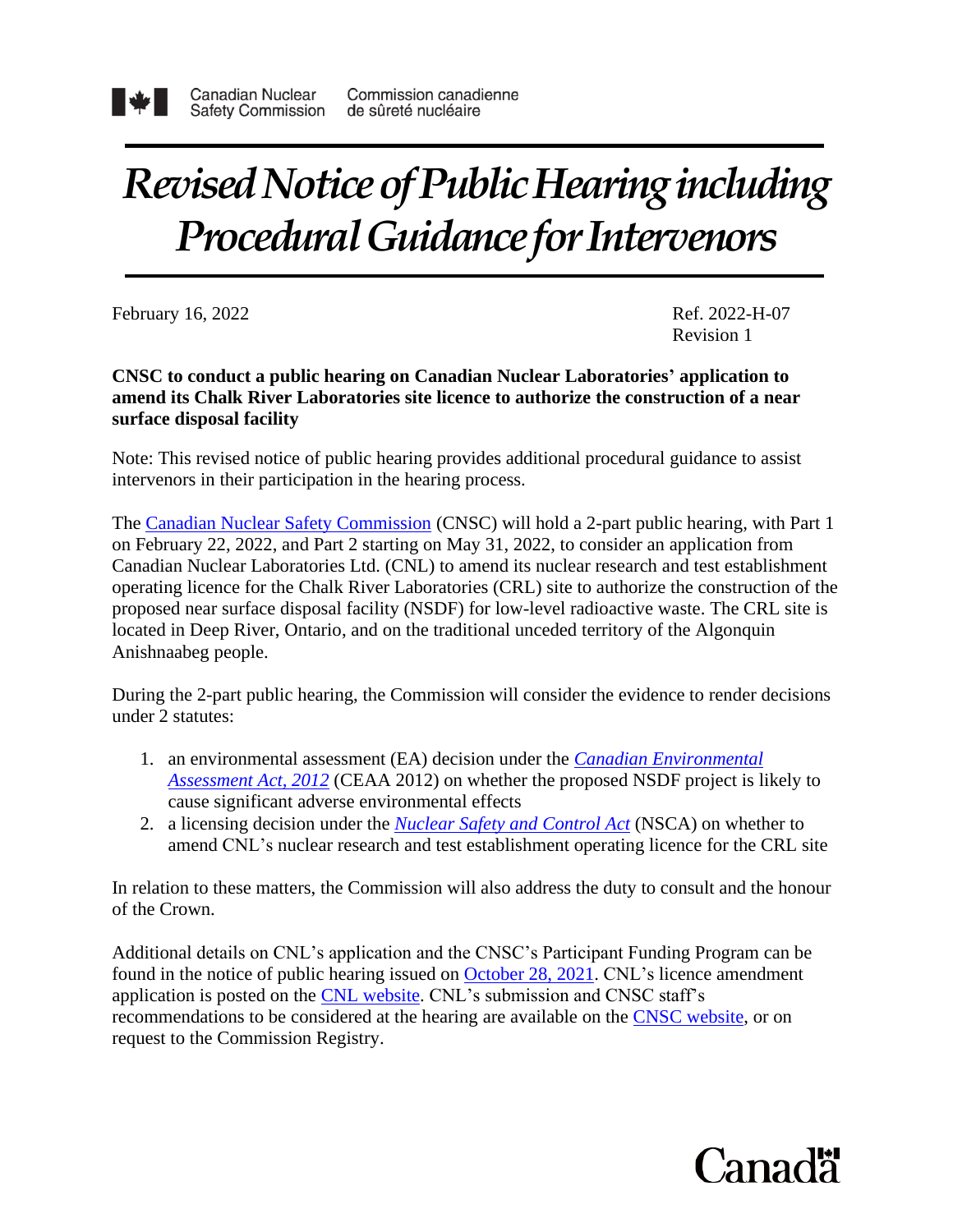Canadian Nuclear Safety Commission | Commission canadienne de sûreté nucléaire

# *Revised Notice of Public Hearing including Procedural Guidance for Intervenors*

February 16, 2022

Ref. 2022-H-07
Revision 1

**CNSC to conduct a public hearing on Canadian Nuclear Laboratories' application to amend its Chalk River Laboratories site licence to authorize the construction of a near surface disposal facility**

Note: This revised notice of public hearing provides additional procedural guidance to assist intervenors in their participation in the hearing process.

The Canadian Nuclear Safety Commission (CNSC) will hold a 2-part public hearing, with Part 1 on February 22, 2022, and Part 2 starting on May 31, 2022, to consider an application from Canadian Nuclear Laboratories Ltd. (CNL) to amend its nuclear research and test establishment operating licence for the Chalk River Laboratories (CRL) site to authorize the construction of the proposed near surface disposal facility (NSDF) for low-level radioactive waste. The CRL site is located in Deep River, Ontario, and on the traditional unceded territory of the Algonquin Anishnaabeg people.

During the 2-part public hearing, the Commission will consider the evidence to render decisions under 2 statutes:

1. an environmental assessment (EA) decision under the *Canadian Environmental Assessment Act, 2012* (CEAA 2012) on whether the proposed NSDF project is likely to cause significant adverse environmental effects
2. a licensing decision under the *Nuclear Safety and Control Act* (NSCA) on whether to amend CNL's nuclear research and test establishment operating licence for the CRL site

In relation to these matters, the Commission will also address the duty to consult and the honour of the Crown.

Additional details on CNL's application and the CNSC's Participant Funding Program can be found in the notice of public hearing issued on October 28, 2021. CNL's licence amendment application is posted on the CNL website. CNL's submission and CNSC staff's recommendations to be considered at the hearing are available on the CNSC website, or on request to the Commission Registry.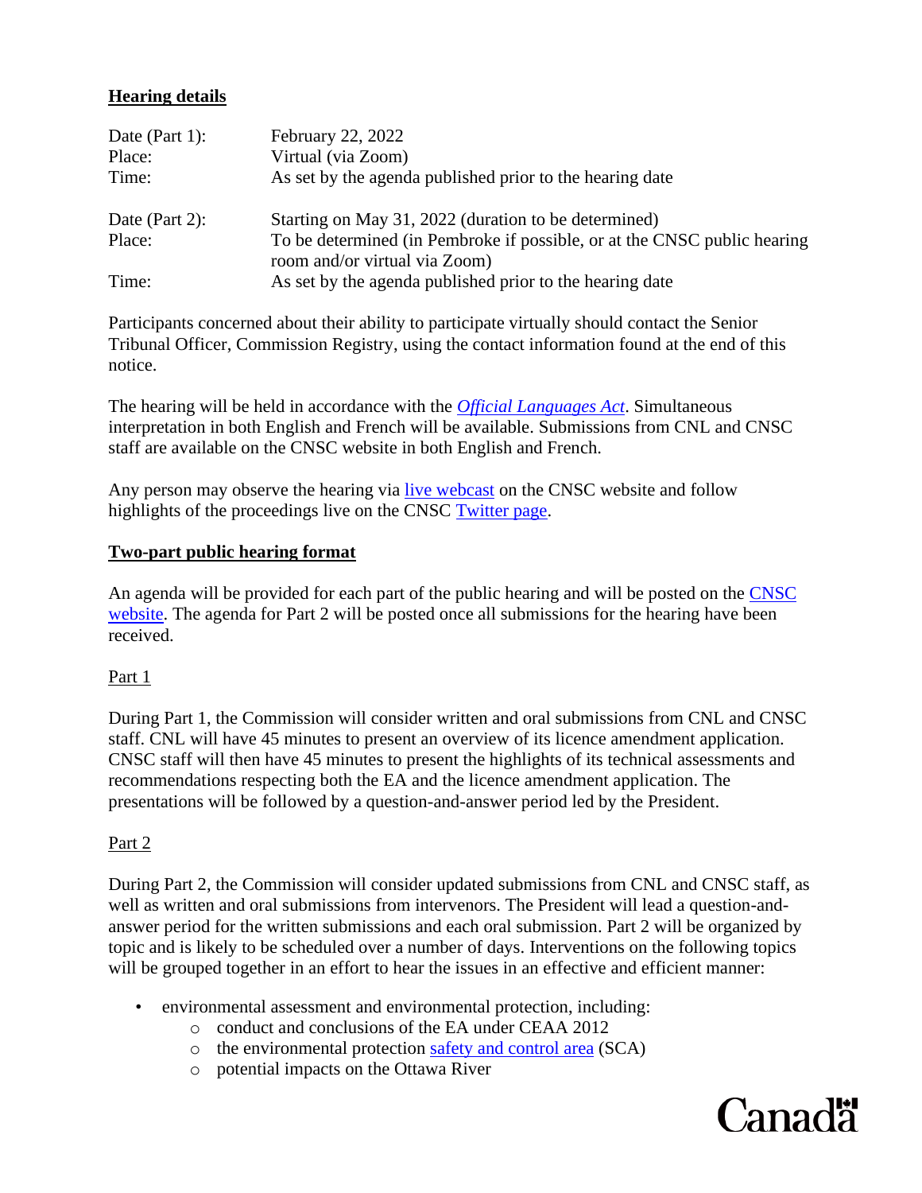**Hearing details**

| | |
|---|---|
| Date (Part 1): | February 22, 2022 |
| Place: | Virtual (via Zoom) |
| Time: | As set by the agenda published prior to the hearing date |
| | |
| Date (Part 2): | Starting on May 31, 2022 (duration to be determined) |
| Place: | To be determined (in Pembroke if possible, or at the CNSC public hearing room and/or virtual via Zoom) |
| Time: | As set by the agenda published prior to the hearing date |

Participants concerned about their ability to participate virtually should contact the Senior Tribunal Officer, Commission Registry, using the contact information found at the end of this notice.

The hearing will be held in accordance with the *Official Languages Act*. Simultaneous interpretation in both English and French will be available. Submissions from CNL and CNSC staff are available on the CNSC website in both English and French.

Any person may observe the hearing via live webcast on the CNSC website and follow highlights of the proceedings live on the CNSC Twitter page.

**Two-part public hearing format**

An agenda will be provided for each part of the public hearing and will be posted on the CNSC website. The agenda for Part 2 will be posted once all submissions for the hearing have been received.

Part 1

During Part 1, the Commission will consider written and oral submissions from CNL and CNSC staff. CNL will have 45 minutes to present an overview of its licence amendment application. CNSC staff will then have 45 minutes to present the highlights of its technical assessments and recommendations respecting both the EA and the licence amendment application. The presentations will be followed by a question-and-answer period led by the President.

Part 2

During Part 2, the Commission will consider updated submissions from CNL and CNSC staff, as well as written and oral submissions from intervenors. The President will lead a question-and-answer period for the written submissions and each oral submission. Part 2 will be organized by topic and is likely to be scheduled over a number of days. Interventions on the following topics will be grouped together in an effort to hear the issues in an effective and efficient manner:

- environmental assessment and environmental protection, including:
  - conduct and conclusions of the EA under CEAA 2012
  - the environmental protection safety and control area (SCA)
  - potential impacts on the Ottawa River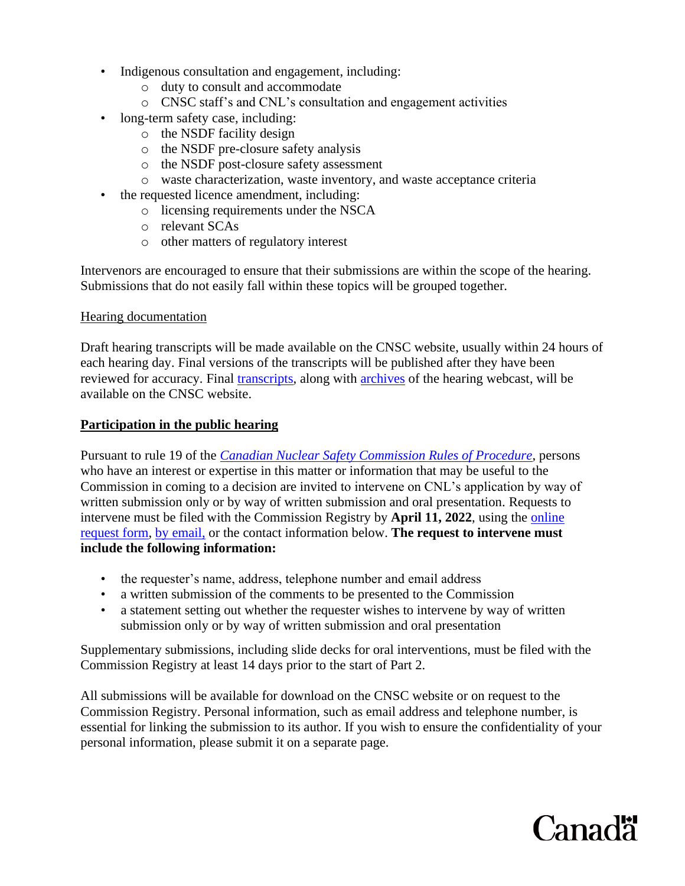- Indigenous consultation and engagement, including:
  - duty to consult and accommodate
  - CNSC staff's and CNL's consultation and engagement activities
- long-term safety case, including:
  - the NSDF facility design
  - the NSDF pre-closure safety analysis
  - the NSDF post-closure safety assessment
  - waste characterization, waste inventory, and waste acceptance criteria
- the requested licence amendment, including:
  - licensing requirements under the NSCA
  - relevant SCAs
  - other matters of regulatory interest

Intervenors are encouraged to ensure that their submissions are within the scope of the hearing. Submissions that do not easily fall within these topics will be grouped together.

Hearing documentation

Draft hearing transcripts will be made available on the CNSC website, usually within 24 hours of each hearing day. Final versions of the transcripts will be published after they have been reviewed for accuracy. Final transcripts, along with archives of the hearing webcast, will be available on the CNSC website.

**Participation in the public hearing**

Pursuant to rule 19 of the *Canadian Nuclear Safety Commission Rules of Procedure*, persons who have an interest or expertise in this matter or information that may be useful to the Commission in coming to a decision are invited to intervene on CNL's application by way of written submission only or by way of written submission and oral presentation. Requests to intervene must be filed with the Commission Registry by **April 11, 2022**, using the online request form, by email, or the contact information below. **The request to intervene must include the following information:**

- the requester's name, address, telephone number and email address
- a written submission of the comments to be presented to the Commission
- a statement setting out whether the requester wishes to intervene by way of written submission only or by way of written submission and oral presentation

Supplementary submissions, including slide decks for oral interventions, must be filed with the Commission Registry at least 14 days prior to the start of Part 2.

All submissions will be available for download on the CNSC website or on request to the Commission Registry. Personal information, such as email address and telephone number, is essential for linking the submission to its author. If you wish to ensure the confidentiality of your personal information, please submit it on a separate page.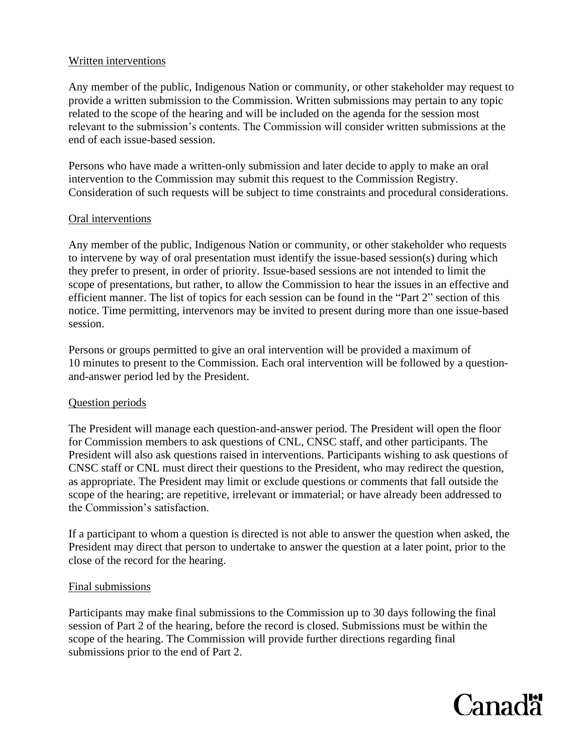Written interventions

Any member of the public, Indigenous Nation or community, or other stakeholder may request to provide a written submission to the Commission. Written submissions may pertain to any topic related to the scope of the hearing and will be included on the agenda for the session most relevant to the submission's contents. The Commission will consider written submissions at the end of each issue-based session.

Persons who have made a written-only submission and later decide to apply to make an oral intervention to the Commission may submit this request to the Commission Registry. Consideration of such requests will be subject to time constraints and procedural considerations.

Oral interventions

Any member of the public, Indigenous Nation or community, or other stakeholder who requests to intervene by way of oral presentation must identify the issue-based session(s) during which they prefer to present, in order of priority. Issue-based sessions are not intended to limit the scope of presentations, but rather, to allow the Commission to hear the issues in an effective and efficient manner. The list of topics for each session can be found in the "Part 2" section of this notice. Time permitting, intervenors may be invited to present during more than one issue-based session.

Persons or groups permitted to give an oral intervention will be provided a maximum of 10 minutes to present to the Commission. Each oral intervention will be followed by a question-and-answer period led by the President.

Question periods

The President will manage each question-and-answer period. The President will open the floor for Commission members to ask questions of CNL, CNSC staff, and other participants. The President will also ask questions raised in interventions. Participants wishing to ask questions of CNSC staff or CNL must direct their questions to the President, who may redirect the question, as appropriate. The President may limit or exclude questions or comments that fall outside the scope of the hearing; are repetitive, irrelevant or immaterial; or have already been addressed to the Commission's satisfaction.

If a participant to whom a question is directed is not able to answer the question when asked, the President may direct that person to undertake to answer the question at a later point, prior to the close of the record for the hearing.

Final submissions

Participants may make final submissions to the Commission up to 30 days following the final session of Part 2 of the hearing, before the record is closed. Submissions must be within the scope of the hearing. The Commission will provide further directions regarding final submissions prior to the end of Part 2.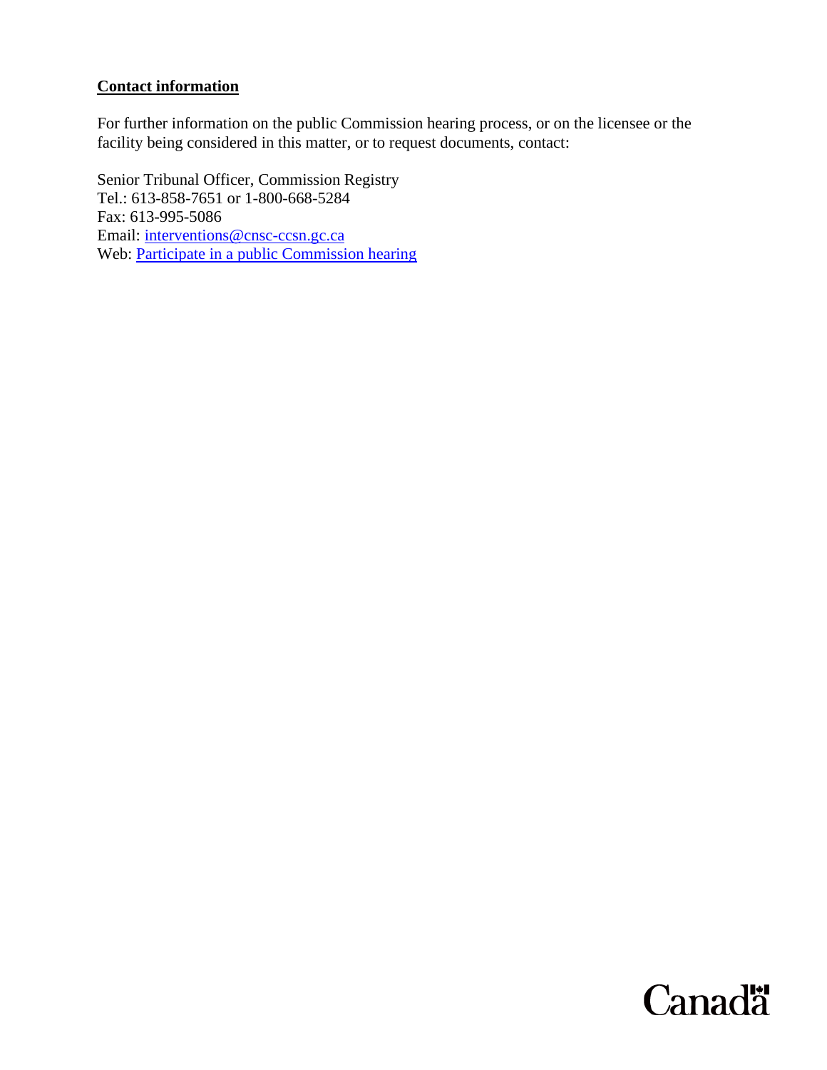**Contact information**

For further information on the public Commission hearing process, or on the licensee or the facility being considered in this matter, or to request documents, contact:

Senior Tribunal Officer, Commission Registry
Tel.: 613-858-7651 or 1-800-668-5284
Fax: 613-995-5086
Email: interventions@cnsc-ccsn.gc.ca
Web: Participate in a public Commission hearing

Canada